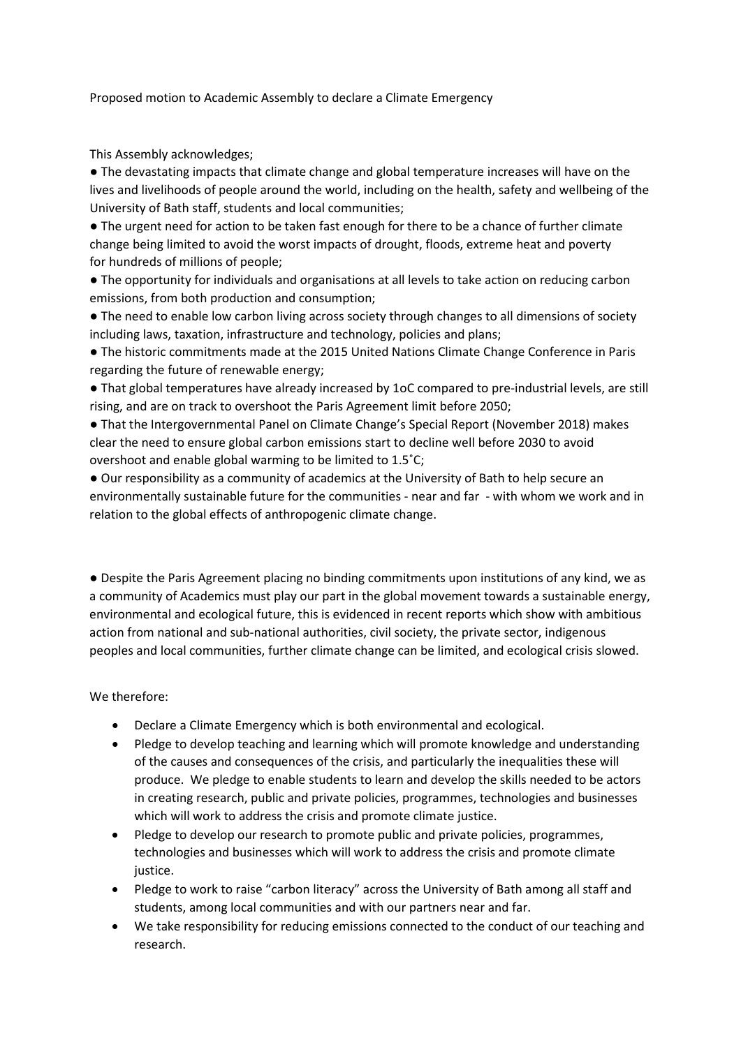Proposed motion to Academic Assembly to declare a Climate Emergency

This Assembly acknowledges;

● The devastating impacts that climate change and global temperature increases will have on the lives and livelihoods of people around the world, including on the health, safety and wellbeing of the University of Bath staff, students and local communities;

● The urgent need for action to be taken fast enough for there to be a chance of further climate change being limited to avoid the worst impacts of drought, floods, extreme heat and poverty for hundreds of millions of people;

● The opportunity for individuals and organisations at all levels to take action on reducing carbon emissions, from both production and consumption;

● The need to enable low carbon living across society through changes to all dimensions of society including laws, taxation, infrastructure and technology, policies and plans;

● The historic commitments made at the 2015 United Nations Climate Change Conference in Paris regarding the future of renewable energy;

● That global temperatures have already increased by 1oC compared to pre-industrial levels, are still rising, and are on track to overshoot the Paris Agreement limit before 2050;

● That the Intergovernmental Panel on Climate Change's Special Report (November 2018) makes clear the need to ensure global carbon emissions start to decline well before 2030 to avoid overshoot and enable global warming to be limited to 1.5˚C;

● Our responsibility as a community of academics at the University of Bath to help secure an environmentally sustainable future for the communities - near and far - with whom we work and in relation to the global effects of anthropogenic climate change.

● Despite the Paris Agreement placing no binding commitments upon institutions of any kind, we as a community of Academics must play our part in the global movement towards a sustainable energy, environmental and ecological future, this is evidenced in recent reports which show with ambitious action from national and sub-national authorities, civil society, the private sector, indigenous peoples and local communities, further climate change can be limited, and ecological crisis slowed.

We therefore:

- Declare a Climate Emergency which is both environmental and ecological.
- Pledge to develop teaching and learning which will promote knowledge and understanding of the causes and consequences of the crisis, and particularly the inequalities these will produce. We pledge to enable students to learn and develop the skills needed to be actors in creating research, public and private policies, programmes, technologies and businesses which will work to address the crisis and promote climate justice.
- Pledge to develop our research to promote public and private policies, programmes, technologies and businesses which will work to address the crisis and promote climate justice.
- Pledge to work to raise "carbon literacy" across the University of Bath among all staff and students, among local communities and with our partners near and far.
- We take responsibility for reducing emissions connected to the conduct of our teaching and research.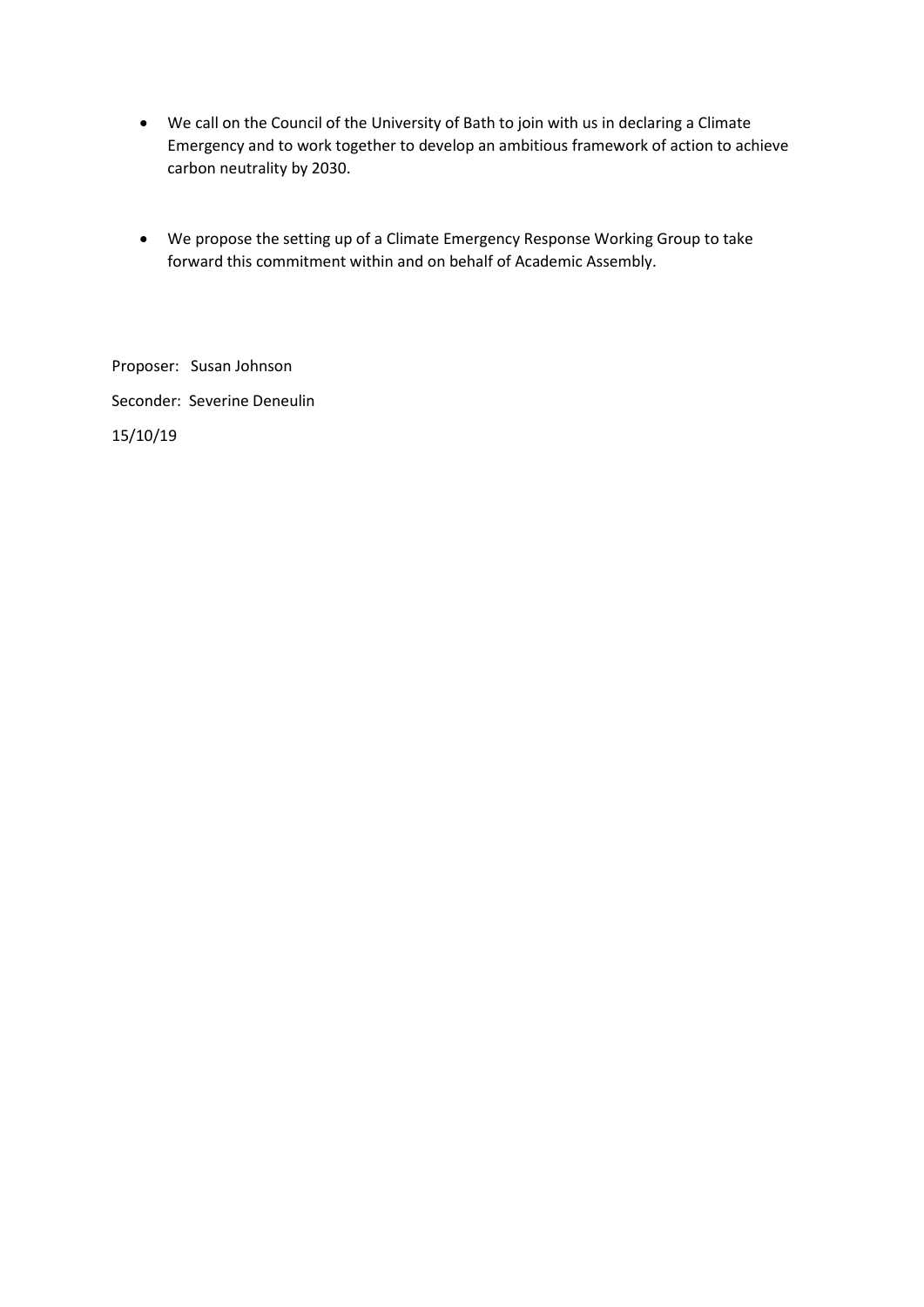- We call on the Council of the University of Bath to join with us in declaring a Climate Emergency and to work together to develop an ambitious framework of action to achieve carbon neutrality by 2030.

- We propose the setting up of a Climate Emergency Response Working Group to take forward this commitment within and on behalf of Academic Assembly.

Proposer: Susan Johnson

Seconder: Severine Deneulin

15/10/19